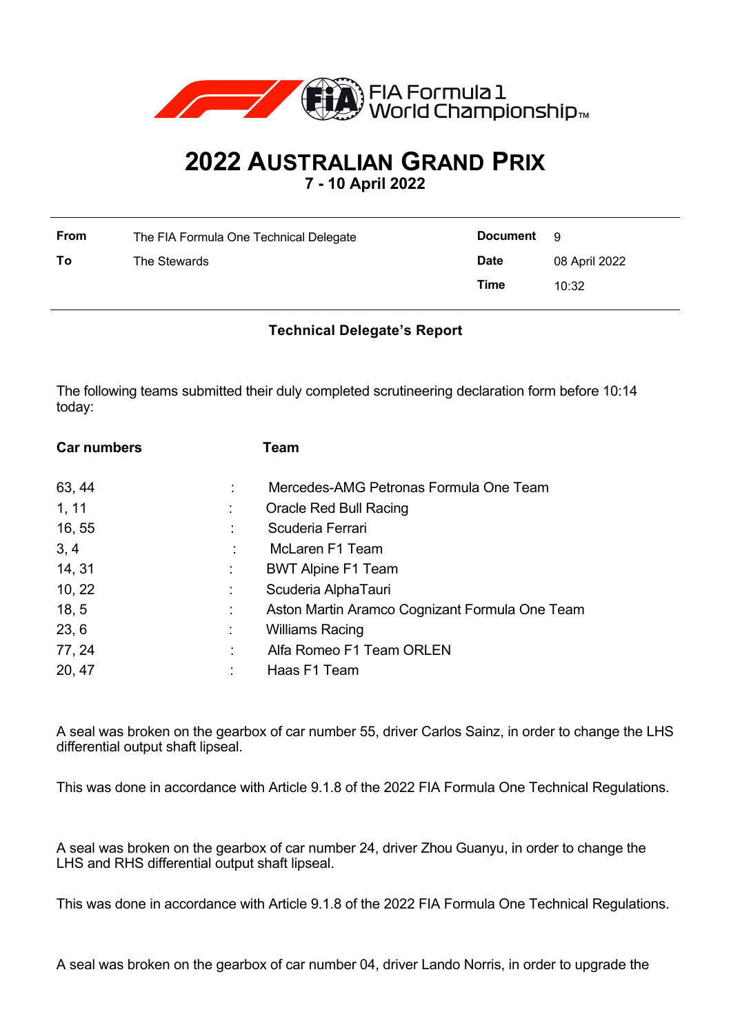FIA Formula 1 World Championship™

# 2022 AUSTRALIAN GRAND PRIX

**7 - 10 April 2022**

| | | | |
|---|---|---|---|
| **From** | The FIA Formula One Technical Delegate | **Document** | 9 |
| **To** | The Stewards | **Date** | 08 April 2022 |
| | | **Time** | 10:32 |

**Technical Delegate's Report**

The following teams submitted their duly completed scrutineering declaration form before 10:14 today:

| Car numbers | | Team |
|---|---|---|
| 63, 44 | : | Mercedes-AMG Petronas Formula One Team |
| 1, 11 | : | Oracle Red Bull Racing |
| 16, 55 | : | Scuderia Ferrari |
| 3, 4 | : | McLaren F1 Team |
| 14, 31 | : | BWT Alpine F1 Team |
| 10, 22 | : | Scuderia AlphaTauri |
| 18, 5 | : | Aston Martin Aramco Cognizant Formula One Team |
| 23, 6 | : | Williams Racing |
| 77, 24 | : | Alfa Romeo F1 Team ORLEN |
| 20, 47 | : | Haas F1 Team |

A seal was broken on the gearbox of car number 55, driver Carlos Sainz, in order to change the LHS differential output shaft lipseal.

This was done in accordance with Article 9.1.8 of the 2022 FIA Formula One Technical Regulations.

A seal was broken on the gearbox of car number 24, driver Zhou Guanyu, in order to change the LHS and RHS differential output shaft lipseal.

This was done in accordance with Article 9.1.8 of the 2022 FIA Formula One Technical Regulations.

A seal was broken on the gearbox of car number 04, driver Lando Norris, in order to upgrade the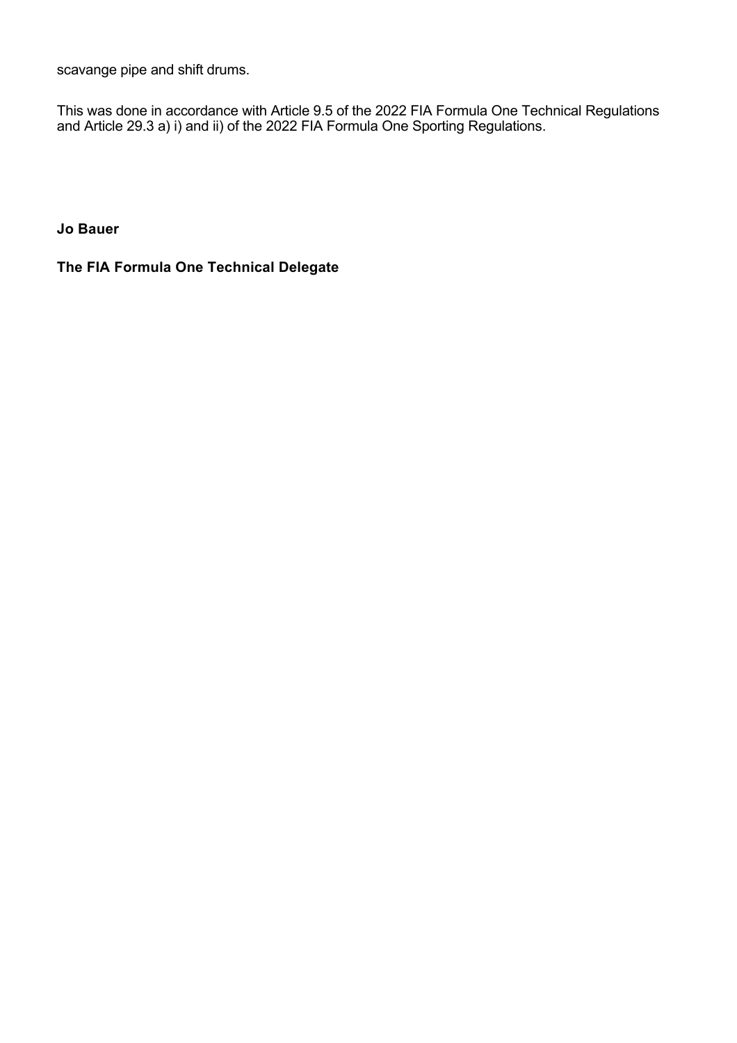scavange pipe and shift drums.

This was done in accordance with Article 9.5 of the 2022 FIA Formula One Technical Regulations and Article 29.3 a) i) and ii) of the 2022 FIA Formula One Sporting Regulations.

**Jo Bauer**

**The FIA Formula One Technical Delegate**